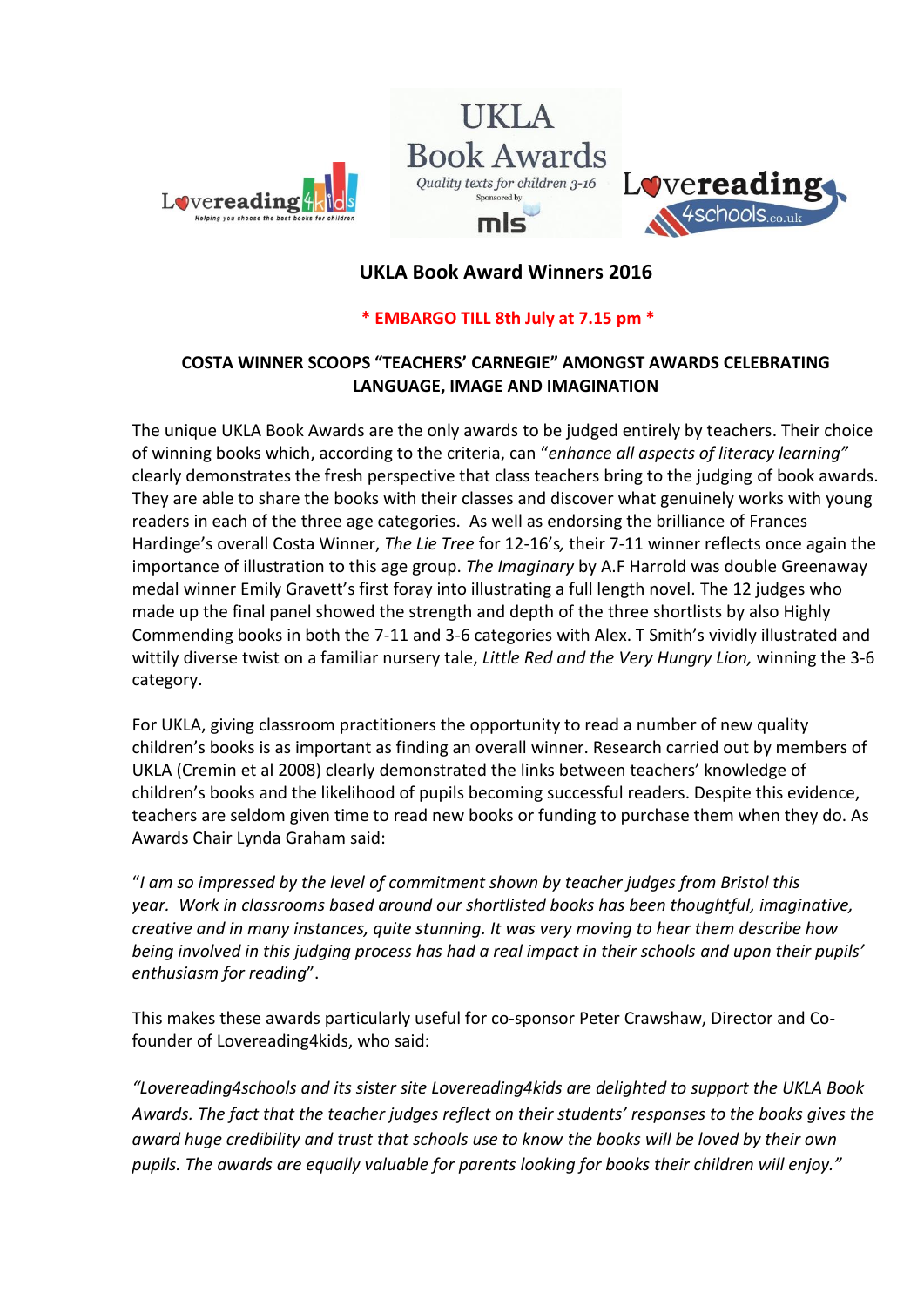# UKLA Book Award Winners 2016

**\* EMBARGO TILL 8th July at 7.15 pm \***

**COSTA WINNER SCOOPS "TEACHERS' CARNEGIE" AMONGST AWARDS CELEBRATING LANGUAGE, IMAGE AND IMAGINATION**

The unique UKLA Book Awards are the only awards to be judged entirely by teachers. Their choice of winning books which, according to the criteria, can "*enhance all aspects of literacy learning*" clearly demonstrates the fresh perspective that class teachers bring to the judging of book awards. They are able to share the books with their classes and discover what genuinely works with young readers in each of the three age categories. As well as endorsing the brilliance of Frances Hardinge's overall Costa Winner, *The Lie Tree* for 12-16's, their 7-11 winner reflects once again the importance of illustration to this age group. *The Imaginary* by A.F Harrold was double Greenaway medal winner Emily Gravett's first foray into illustrating a full length novel. The 12 judges who made up the final panel showed the strength and depth of the three shortlists by also Highly Commending books in both the 7-11 and 3-6 categories with Alex. T Smith's vividly illustrated and wittily diverse twist on a familiar nursery tale, *Little Red and the Very Hungry Lion,* winning the 3-6 category.

For UKLA, giving classroom practitioners the opportunity to read a number of new quality children's books is as important as finding an overall winner. Research carried out by members of UKLA (Cremin et al 2008) clearly demonstrated the links between teachers' knowledge of children's books and the likelihood of pupils becoming successful readers. Despite this evidence, teachers are seldom given time to read new books or funding to purchase them when they do. As Awards Chair Lynda Graham said:

"*I am so impressed by the level of commitment shown by teacher judges from Bristol this year. Work in classrooms based around our shortlisted books has been thoughtful, imaginative, creative and in many instances, quite stunning. It was very moving to hear them describe how being involved in this judging process has had a real impact in their schools and upon their pupils' enthusiasm for reading*".

This makes these awards particularly useful for co-sponsor Peter Crawshaw, Director and Co-founder of Lovereading4kids, who said:

*"Lovereading4schools and its sister site Lovereading4kids are delighted to support the UKLA Book Awards. The fact that the teacher judges reflect on their students' responses to the books gives the award huge credibility and trust that schools use to know the books will be loved by their own pupils. The awards are equally valuable for parents looking for books their children will enjoy."*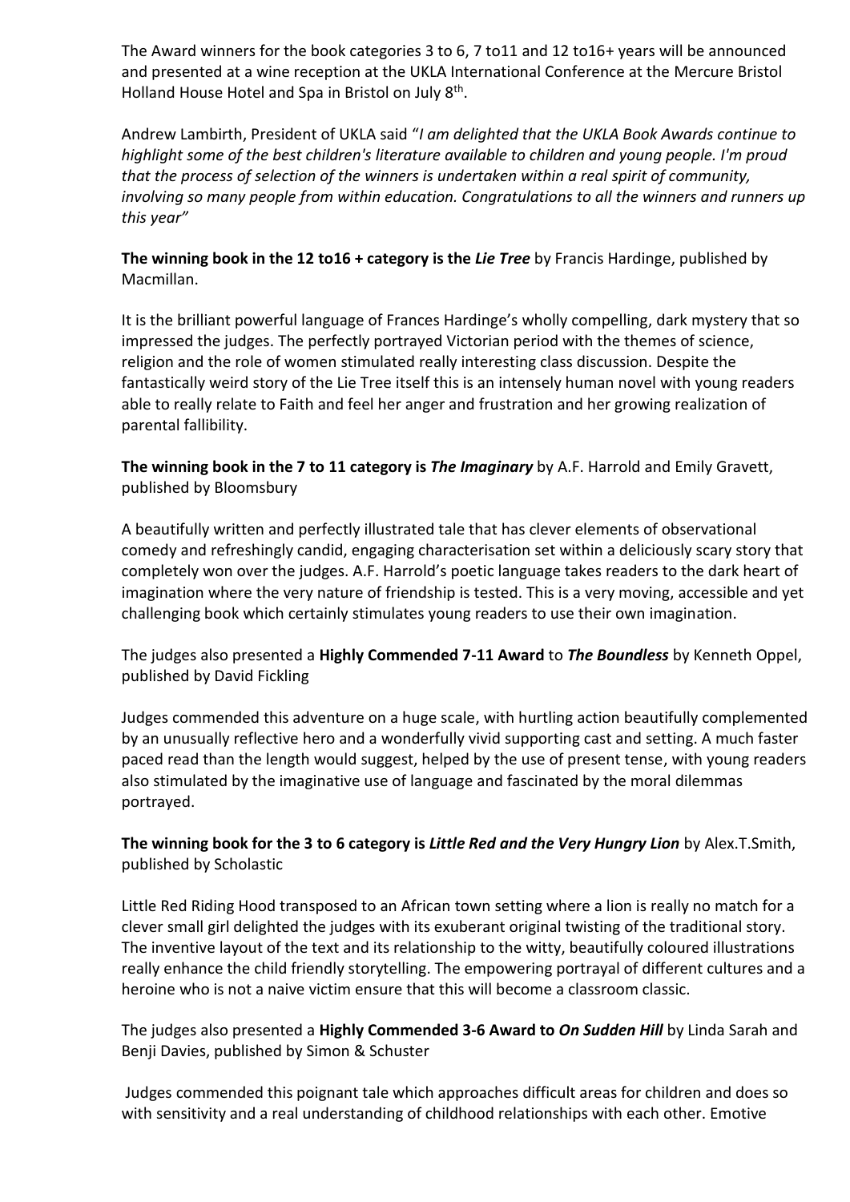The Award winners for the book categories 3 to 6, 7 to11 and 12 to16+ years will be announced and presented at a wine reception at the UKLA International Conference at the Mercure Bristol Holland House Hotel and Spa in Bristol on July 8th.

Andrew Lambirth, President of UKLA said "*I am delighted that the UKLA Book Awards continue to highlight some of the best children's literature available to children and young people. I'm proud that the process of selection of the winners is undertaken within a real spirit of community, involving so many people from within education. Congratulations to all the winners and runners up this year*"

**The winning book in the 12 to16 + category is the *Lie Tree*** by Francis Hardinge, published by Macmillan.

It is the brilliant powerful language of Frances Hardinge's wholly compelling, dark mystery that so impressed the judges. The perfectly portrayed Victorian period with the themes of science, religion and the role of women stimulated really interesting class discussion. Despite the fantastically weird story of the Lie Tree itself this is an intensely human novel with young readers able to really relate to Faith and feel her anger and frustration and her growing realization of parental fallibility.

**The winning book in the 7 to 11 category is *The Imaginary*** by A.F. Harrold and Emily Gravett, published by Bloomsbury

A beautifully written and perfectly illustrated tale that has clever elements of observational comedy and refreshingly candid, engaging characterisation set within a deliciously scary story that completely won over the judges. A.F. Harrold's poetic language takes readers to the dark heart of imagination where the very nature of friendship is tested. This is a very moving, accessible and yet challenging book which certainly stimulates young readers to use their own imagination.

The judges also presented a **Highly Commended 7-11 Award** to ***The Boundless*** by Kenneth Oppel, published by David Fickling

Judges commended this adventure on a huge scale, with hurtling action beautifully complemented by an unusually reflective hero and a wonderfully vivid supporting cast and setting. A much faster paced read than the length would suggest, helped by the use of present tense, with young readers also stimulated by the imaginative use of language and fascinated by the moral dilemmas portrayed.

**The winning book for the 3 to 6 category is *Little Red and the Very Hungry Lion*** by Alex.T.Smith, published by Scholastic

Little Red Riding Hood transposed to an African town setting where a lion is really no match for a clever small girl delighted the judges with its exuberant original twisting of the traditional story. The inventive layout of the text and its relationship to the witty, beautifully coloured illustrations really enhance the child friendly storytelling. The empowering portrayal of different cultures and a heroine who is not a naive victim ensure that this will become a classroom classic.

The judges also presented a **Highly Commended 3-6 Award to *On Sudden Hill*** by Linda Sarah and Benji Davies, published by Simon & Schuster

Judges commended this poignant tale which approaches difficult areas for children and does so with sensitivity and a real understanding of childhood relationships with each other. Emotive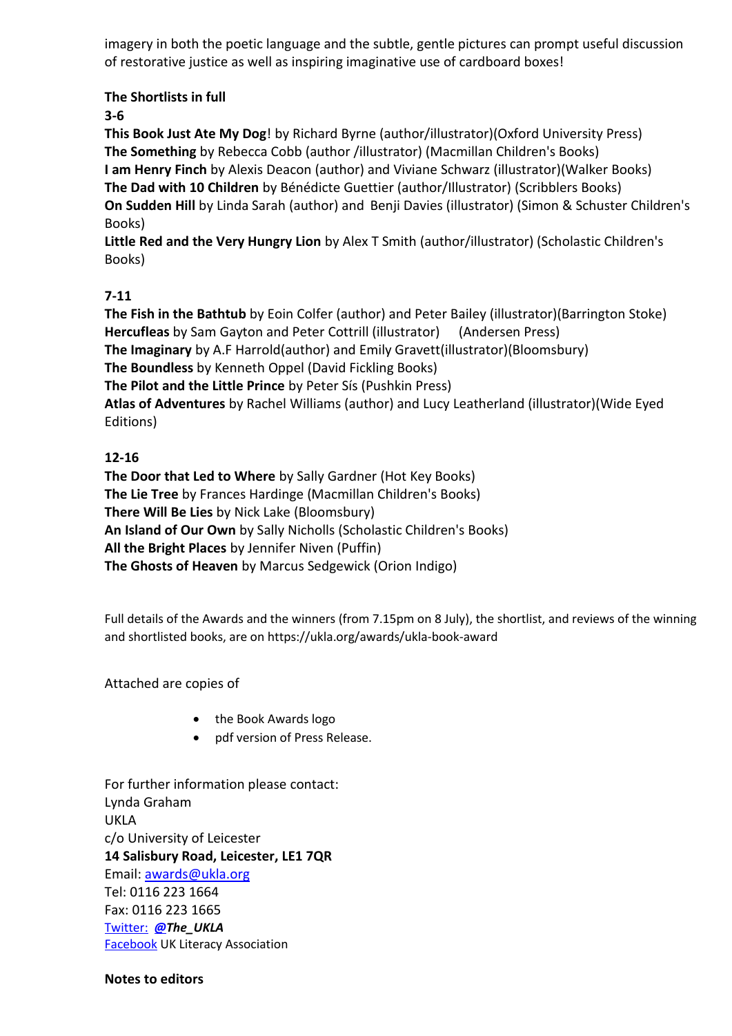imagery in both the poetic language and the subtle, gentle pictures can prompt useful discussion of restorative justice as well as inspiring imaginative use of cardboard boxes!

**The Shortlists in full**

**3-6**

**This Book Just Ate My Dog**! by Richard Byrne (author/illustrator)(Oxford University Press)
**The Something** by Rebecca Cobb (author /illustrator) (Macmillan Children's Books)
**I am Henry Finch** by Alexis Deacon (author) and Viviane Schwarz (illustrator)(Walker Books)
**The Dad with 10 Children** by Bénédicte Guettier (author/Illustrator) (Scribblers Books)
**On Sudden Hill** by Linda Sarah (author) and Benji Davies (illustrator) (Simon & Schuster Children's Books)
**Little Red and the Very Hungry Lion** by Alex T Smith (author/illustrator) (Scholastic Children's Books)

**7-11**

**The Fish in the Bathtub** by Eoin Colfer (author) and Peter Bailey (illustrator)(Barrington Stoke)
**Hercufleas** by Sam Gayton and Peter Cottrill (illustrator) (Andersen Press)
**The Imaginary** by A.F Harrold(author) and Emily Gravett(illustrator)(Bloomsbury)
**The Boundless** by Kenneth Oppel (David Fickling Books)
**The Pilot and the Little Prince** by Peter Sís (Pushkin Press)
**Atlas of Adventures** by Rachel Williams (author) and Lucy Leatherland (illustrator)(Wide Eyed Editions)

**12-16**

**The Door that Led to Where** by Sally Gardner (Hot Key Books)
**The Lie Tree** by Frances Hardinge (Macmillan Children's Books)
**There Will Be Lies** by Nick Lake (Bloomsbury)
**An Island of Our Own** by Sally Nicholls (Scholastic Children's Books)
**All the Bright Places** by Jennifer Niven (Puffin)
**The Ghosts of Heaven** by Marcus Sedgewick (Orion Indigo)

Full details of the Awards and the winners (from 7.15pm on 8 July), the shortlist, and reviews of the winning and shortlisted books, are on https://ukla.org/awards/ukla-book-award

Attached are copies of

- the Book Awards logo
- pdf version of Press Release.

For further information please contact:
Lynda Graham
UKLA
c/o University of Leicester
**14 Salisbury Road, Leicester, LE1 7QR**
Email: awards@ukla.org
Tel: 0116 223 1664
Fax: 0116 223 1665
Twitter: ***@The_UKLA***
Facebook UK Literacy Association

**Notes to editors**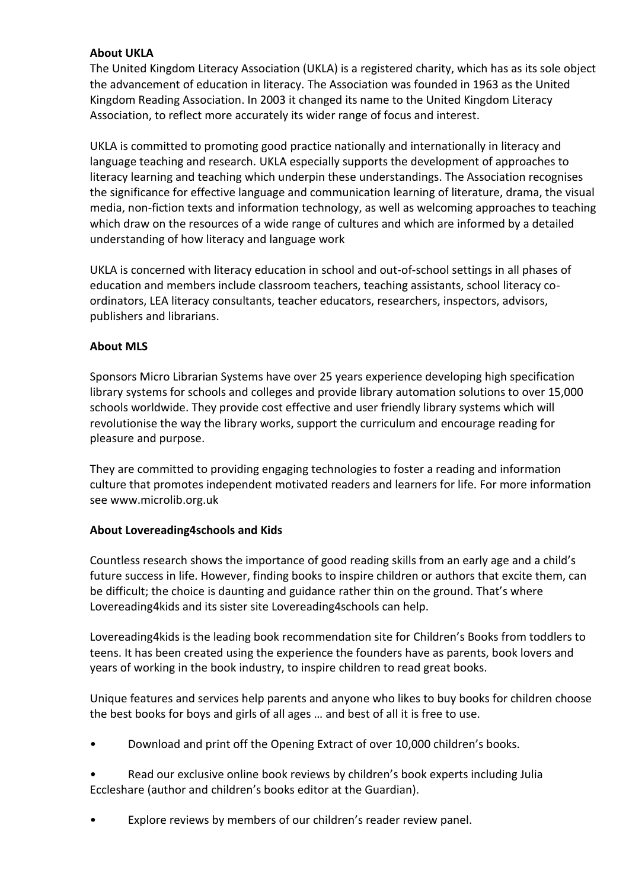**About UKLA**

The United Kingdom Literacy Association (UKLA) is a registered charity, which has as its sole object the advancement of education in literacy. The Association was founded in 1963 as the United Kingdom Reading Association. In 2003 it changed its name to the United Kingdom Literacy Association, to reflect more accurately its wider range of focus and interest.

UKLA is committed to promoting good practice nationally and internationally in literacy and language teaching and research. UKLA especially supports the development of approaches to literacy learning and teaching which underpin these understandings. The Association recognises the significance for effective language and communication learning of literature, drama, the visual media, non-fiction texts and information technology, as well as welcoming approaches to teaching which draw on the resources of a wide range of cultures and which are informed by a detailed understanding of how literacy and language work

UKLA is concerned with literacy education in school and out-of-school settings in all phases of education and members include classroom teachers, teaching assistants, school literacy co-ordinators, LEA literacy consultants, teacher educators, researchers, inspectors, advisors, publishers and librarians.

**About MLS**

Sponsors Micro Librarian Systems have over 25 years experience developing high specification library systems for schools and colleges and provide library automation solutions to over 15,000 schools worldwide. They provide cost effective and user friendly library systems which will revolutionise the way the library works, support the curriculum and encourage reading for pleasure and purpose.

They are committed to providing engaging technologies to foster a reading and information culture that promotes independent motivated readers and learners for life. For more information see www.microlib.org.uk

**About Lovereading4schools and Kids**

Countless research shows the importance of good reading skills from an early age and a child's future success in life. However, finding books to inspire children or authors that excite them, can be difficult; the choice is daunting and guidance rather thin on the ground. That's where Lovereading4kids and its sister site Lovereading4schools can help.

Lovereading4kids is the leading book recommendation site for Children's Books from toddlers to teens. It has been created using the experience the founders have as parents, book lovers and years of working in the book industry, to inspire children to read great books.

Unique features and services help parents and anyone who likes to buy books for children choose the best books for boys and girls of all ages … and best of all it is free to use.

- Download and print off the Opening Extract of over 10,000 children's books.
- Read our exclusive online book reviews by children's book experts including Julia Eccleshare (author and children's books editor at the Guardian).
- Explore reviews by members of our children's reader review panel.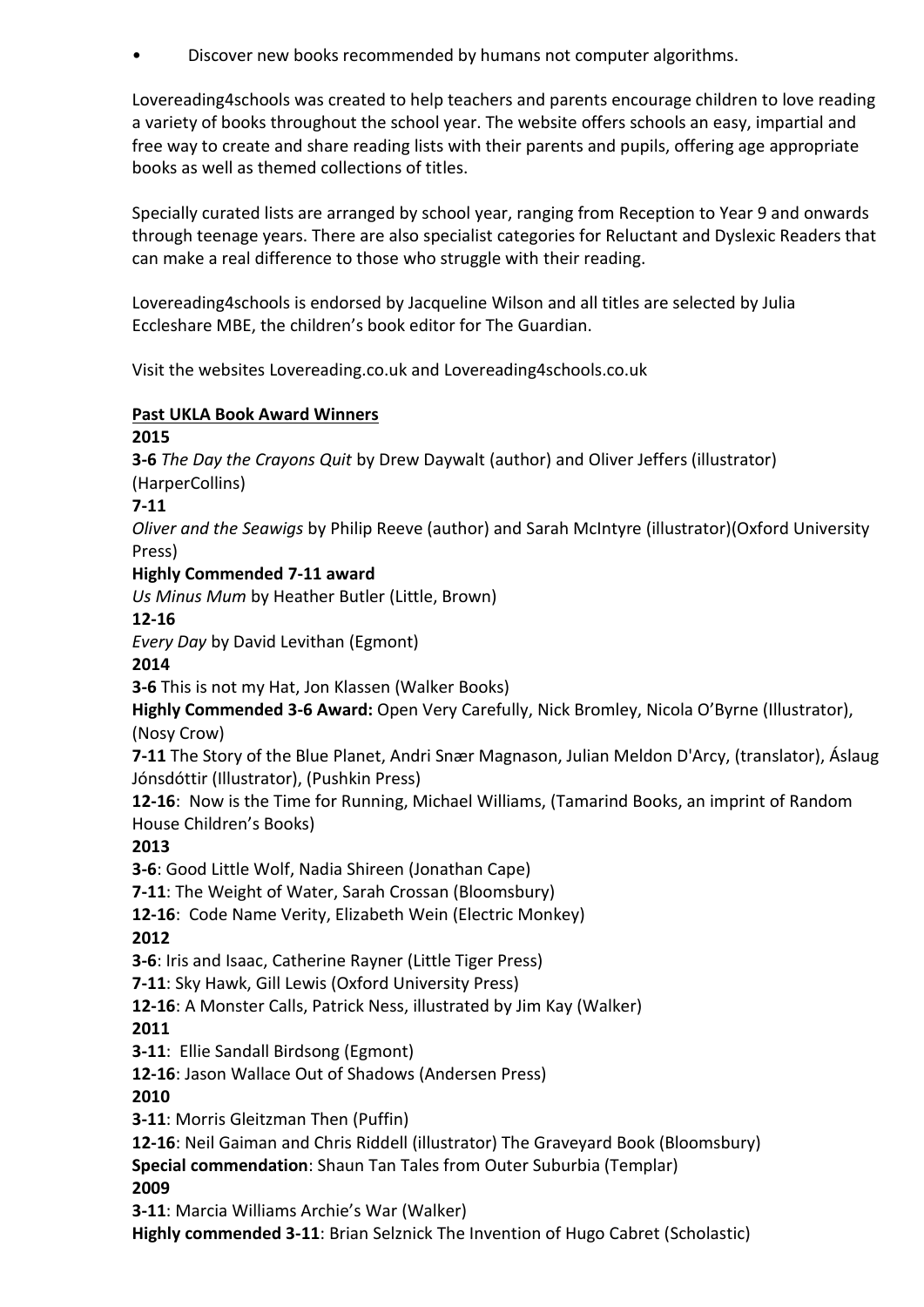- Discover new books recommended by humans not computer algorithms.

Lovereading4schools was created to help teachers and parents encourage children to love reading a variety of books throughout the school year. The website offers schools an easy, impartial and free way to create and share reading lists with their parents and pupils, offering age appropriate books as well as themed collections of titles.

Specially curated lists are arranged by school year, ranging from Reception to Year 9 and onwards through teenage years. There are also specialist categories for Reluctant and Dyslexic Readers that can make a real difference to those who struggle with their reading.

Lovereading4schools is endorsed by Jacqueline Wilson and all titles are selected by Julia Eccleshare MBE, the children's book editor for The Guardian.

Visit the websites Lovereading.co.uk and Lovereading4schools.co.uk

**Past UKLA Book Award Winners**

**2015**

**3-6** *The Day the Crayons Quit* by Drew Daywalt (author) and Oliver Jeffers (illustrator) (HarperCollins)

**7-11**

*Oliver and the Seawigs* by Philip Reeve (author) and Sarah McIntyre (illustrator)(Oxford University Press)

**Highly Commended 7-11 award**

*Us Minus Mum* by Heather Butler (Little, Brown)

**12-16**

*Every Day* by David Levithan (Egmont)

**2014**

**3-6** This is not my Hat, Jon Klassen (Walker Books)

**Highly Commended 3-6 Award:** Open Very Carefully, Nick Bromley, Nicola O'Byrne (Illustrator), (Nosy Crow)

**7-11** The Story of the Blue Planet, Andri Snær Magnason, Julian Meldon D'Arcy, (translator), Áslaug Jónsdóttir (Illustrator), (Pushkin Press)

**12-16**: Now is the Time for Running, Michael Williams, (Tamarind Books, an imprint of Random House Children's Books)

**2013**

**3-6**: Good Little Wolf, Nadia Shireen (Jonathan Cape)

**7-11**: The Weight of Water, Sarah Crossan (Bloomsbury)

**12-16**: Code Name Verity, Elizabeth Wein (Electric Monkey)

**2012**

**3-6**: Iris and Isaac, Catherine Rayner (Little Tiger Press)

**7-11**: Sky Hawk, Gill Lewis (Oxford University Press)

**12-16**: A Monster Calls, Patrick Ness, illustrated by Jim Kay (Walker)

**2011**

**3-11**: Ellie Sandall Birdsong (Egmont)

**12-16**: Jason Wallace Out of Shadows (Andersen Press)

**2010**

**3-11**: Morris Gleitzman Then (Puffin)

**12-16**: Neil Gaiman and Chris Riddell (illustrator) The Graveyard Book (Bloomsbury)

**Special commendation**: Shaun Tan Tales from Outer Suburbia (Templar)

**2009**

**3-11**: Marcia Williams Archie's War (Walker)

**Highly commended 3-11**: Brian Selznick The Invention of Hugo Cabret (Scholastic)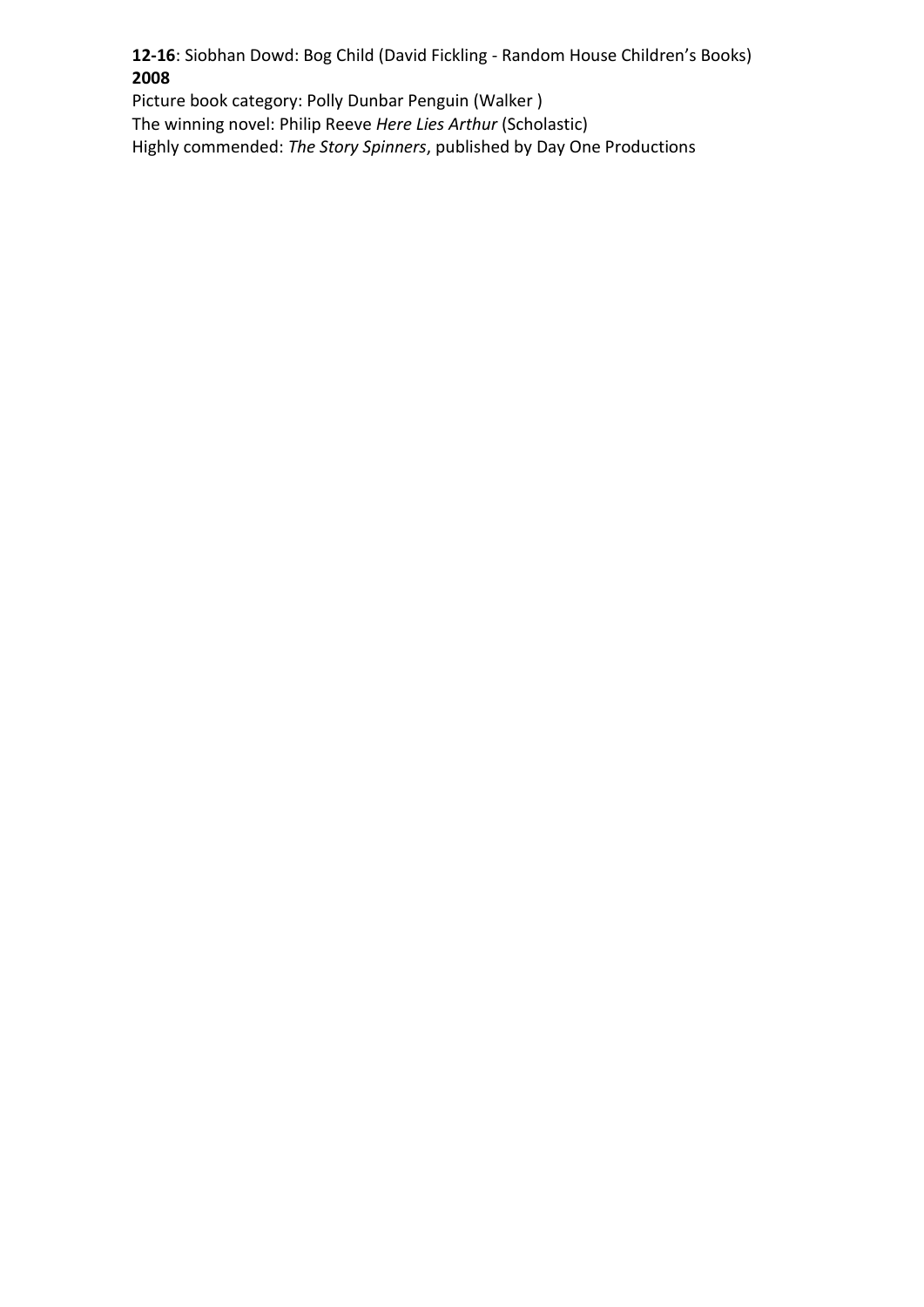**12-16**: Siobhan Dowd: Bog Child (David Fickling - Random House Children's Books)

**2008**

Picture book category: Polly Dunbar Penguin (Walker )

The winning novel: Philip Reeve *Here Lies Arthur* (Scholastic)

Highly commended: *The Story Spinners*, published by Day One Productions